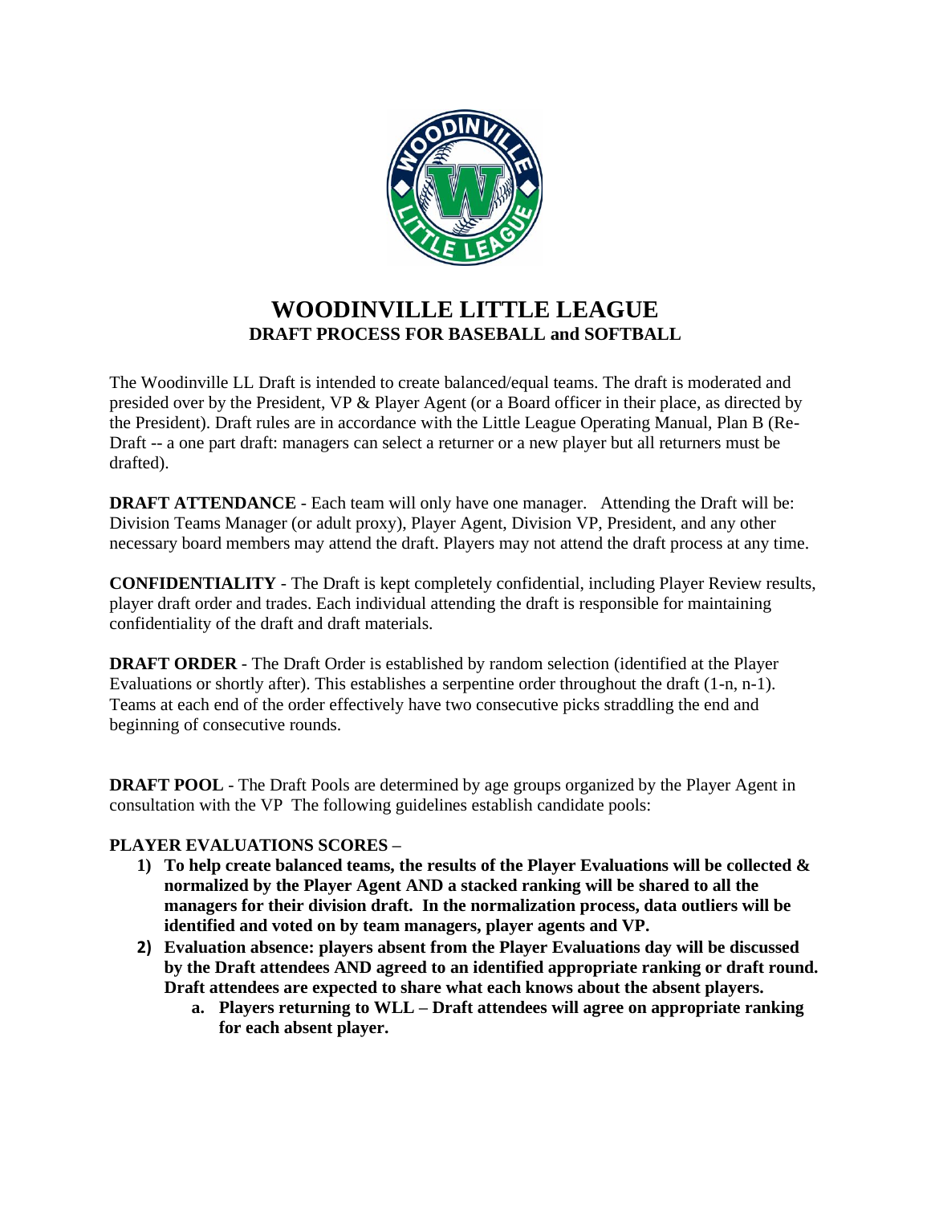# WOODINVILLE LITTLE LEAGUE

## DRAFT PROCESS FOR BASEBALL and SOFTBALL

The Woodinville LL Draft is intended to create balanced/equal teams. The draft is moderated and presided over by the President, VP & Player Agent (or a Board officer in their place, as directed by the President). Draft rules are in accordance with the Little League Operating Manual, Plan B (Re-Draft -- a one part draft: managers can select a returner or a new player but all returners must be drafted).

**DRAFT ATTENDANCE** - Each team will only have one manager. Attending the Draft will be: Division Teams Manager (or adult proxy), Player Agent, Division VP, President, and any other necessary board members may attend the draft. Players may not attend the draft process at any time.

**CONFIDENTIALITY** - The Draft is kept completely confidential, including Player Review results, player draft order and trades. Each individual attending the draft is responsible for maintaining confidentiality of the draft and draft materials.

**DRAFT ORDER** - The Draft Order is established by random selection (identified at the Player Evaluations or shortly after). This establishes a serpentine order throughout the draft (1-n, n-1). Teams at each end of the order effectively have two consecutive picks straddling the end and beginning of consecutive rounds.

**DRAFT POOL** - The Draft Pools are determined by age groups organized by the Player Agent in consultation with the VP The following guidelines establish candidate pools:

**PLAYER EVALUATIONS SCORES –**

1) **To help create balanced teams, the results of the Player Evaluations will be collected & normalized by the Player Agent AND a stacked ranking will be shared to all the managers for their division draft. In the normalization process, data outliers will be identified and voted on by team managers, player agents and VP.**
2) **Evaluation absence: players absent from the Player Evaluations day will be discussed by the Draft attendees AND agreed to an identified appropriate ranking or draft round. Draft attendees are expected to share what each knows about the absent players.**
    a. **Players returning to WLL – Draft attendees will agree on appropriate ranking for each absent player.**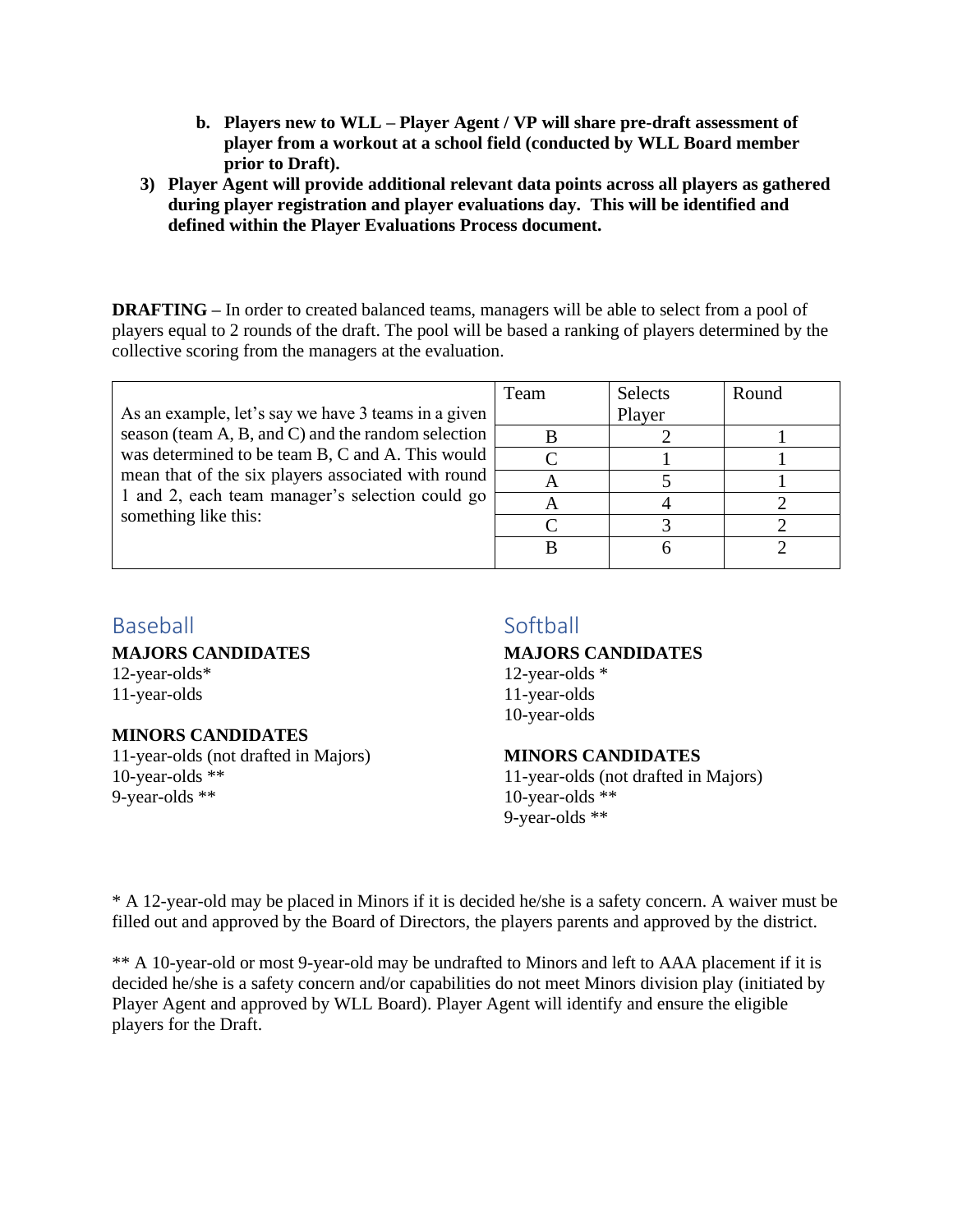b. **Players new to WLL – Player Agent / VP will share pre-draft assessment of player from a workout at a school field (conducted by WLL Board member prior to Draft).**

3) **Player Agent will provide additional relevant data points across all players as gathered during player registration and player evaluations day. This will be identified and defined within the Player Evaluations Process document.**

**DRAFTING –** In order to created balanced teams, managers will be able to select from a pool of players equal to 2 rounds of the draft. The pool will be based a ranking of players determined by the collective scoring from the managers at the evaluation.

As an example, let's say we have 3 teams in a given season (team A, B, and C) and the random selection was determined to be team B, C and A. This would mean that of the six players associated with round 1 and 2, each team manager's selection could go something like this:

| Team | Selects Player | Round |
|---|---|---|
| B | 2 | 1 |
| C | 1 | 1 |
| A | 5 | 1 |
| A | 4 | 2 |
| C | 3 | 2 |
| B | 6 | 2 |

## Baseball

**MAJORS CANDIDATES**
12-year-olds*
11-year-olds

**MINORS CANDIDATES**
11-year-olds (not drafted in Majors)
10-year-olds **
9-year-olds **

## Softball

**MAJORS CANDIDATES**
12-year-olds *
11-year-olds
10-year-olds

**MINORS CANDIDATES**
11-year-olds (not drafted in Majors)
10-year-olds **
9-year-olds **

* A 12-year-old may be placed in Minors if it is decided he/she is a safety concern. A waiver must be filled out and approved by the Board of Directors, the players parents and approved by the district.

** A 10-year-old or most 9-year-old may be undrafted to Minors and left to AAA placement if it is decided he/she is a safety concern and/or capabilities do not meet Minors division play (initiated by Player Agent and approved by WLL Board). Player Agent will identify and ensure the eligible players for the Draft.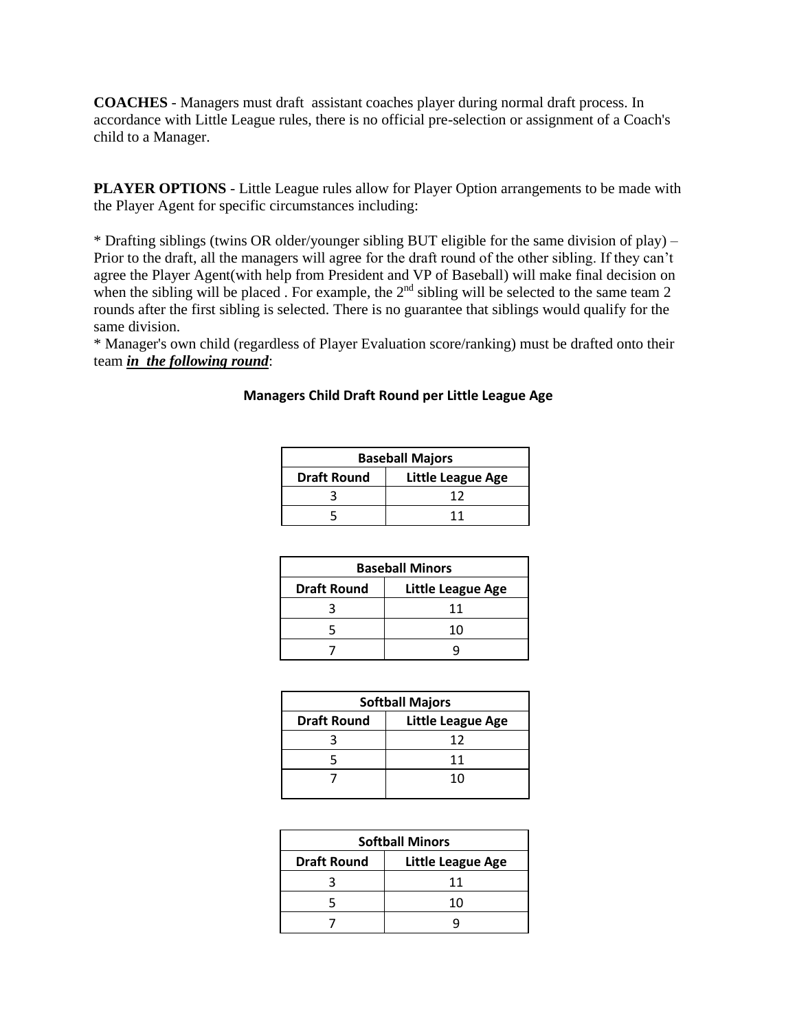**COACHES** - Managers must draft  assistant coaches player during normal draft process. In accordance with Little League rules, there is no official pre-selection or assignment of a Coach's child to a Manager.

**PLAYER OPTIONS** - Little League rules allow for Player Option arrangements to be made with the Player Agent for specific circumstances including:

* Drafting siblings (twins OR older/younger sibling BUT eligible for the same division of play) – Prior to the draft, all the managers will agree for the draft round of the other sibling. If they can't agree the Player Agent(with help from President and VP of Baseball) will make final decision on when the sibling will be placed . For example, the 2nd sibling will be selected to the same team 2 rounds after the first sibling is selected. There is no guarantee that siblings would qualify for the same division.
* Manager's own child (regardless of Player Evaluation score/ranking) must be drafted onto their team ***in  the following round***:

**Managers Child Draft Round per Little League Age**

| Baseball Majors | |
|---|---|
| **Draft Round** | **Little League Age** |
| 3 | 12 |
| 5 | 11 |

| Baseball Minors | |
|---|---|
| **Draft Round** | **Little League Age** |
| 3 | 11 |
| 5 | 10 |
| 7 | 9 |

| Softball Majors | |
|---|---|
| **Draft Round** | **Little League Age** |
| 3 | 12 |
| 5 | 11 |
| 7 | 10 |

| Softball Minors | |
|---|---|
| **Draft Round** | **Little League Age** |
| 3 | 11 |
| 5 | 10 |
| 7 | 9 |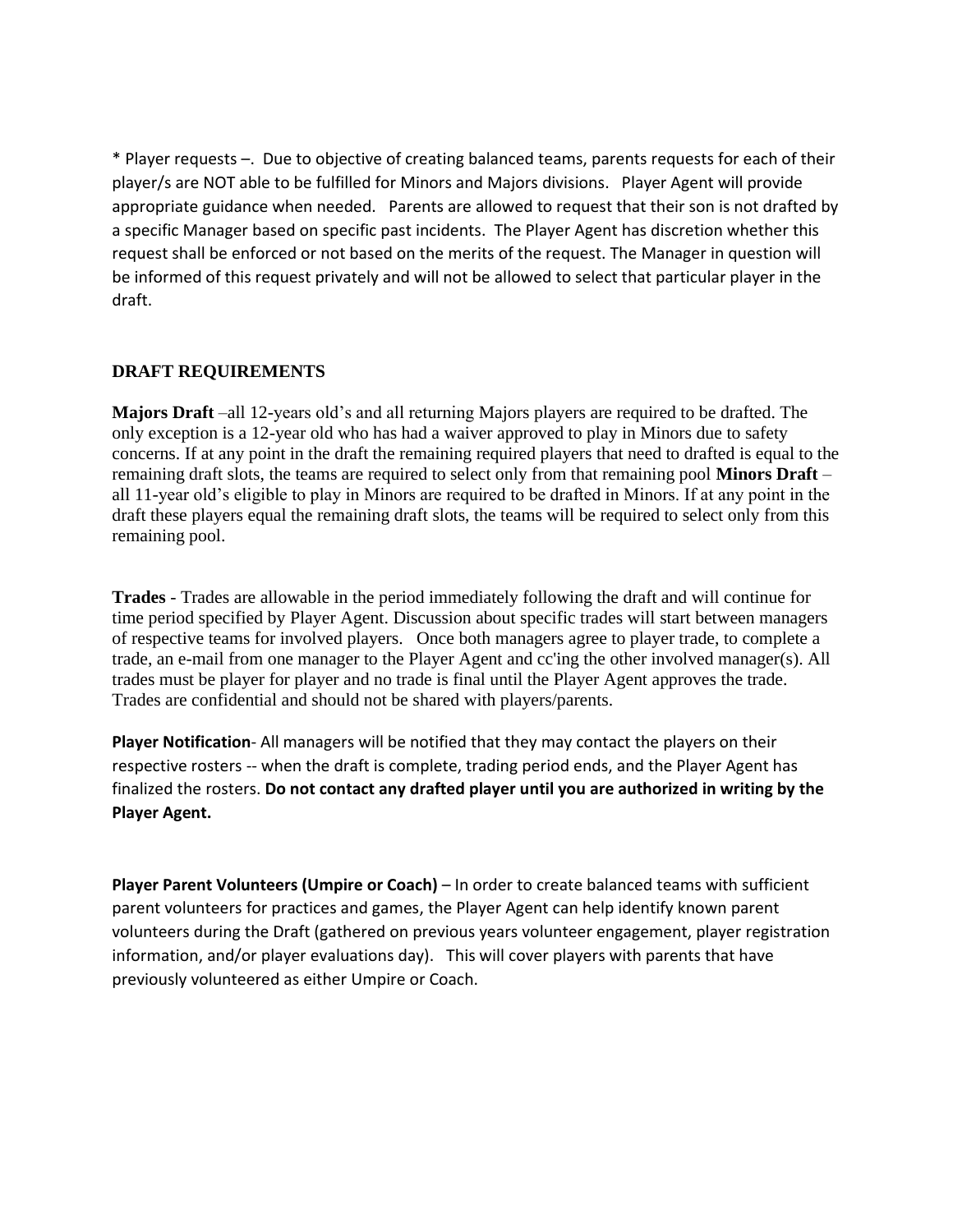* Player requests –. Due to objective of creating balanced teams, parents requests for each of their player/s are NOT able to be fulfilled for Minors and Majors divisions. Player Agent will provide appropriate guidance when needed. Parents are allowed to request that their son is not drafted by a specific Manager based on specific past incidents. The Player Agent has discretion whether this request shall be enforced or not based on the merits of the request. The Manager in question will be informed of this request privately and will not be allowed to select that particular player in the draft.

## DRAFT REQUIREMENTS

**Majors Draft** –all 12-years old's and all returning Majors players are required to be drafted. The only exception is a 12-year old who has had a waiver approved to play in Minors due to safety concerns. If at any point in the draft the remaining required players that need to drafted is equal to the remaining draft slots, the teams are required to select only from that remaining pool **Minors Draft** – all 11-year old's eligible to play in Minors are required to be drafted in Minors. If at any point in the draft these players equal the remaining draft slots, the teams will be required to select only from this remaining pool.

**Trades** - Trades are allowable in the period immediately following the draft and will continue for time period specified by Player Agent. Discussion about specific trades will start between managers of respective teams for involved players. Once both managers agree to player trade, to complete a trade, an e-mail from one manager to the Player Agent and cc'ing the other involved manager(s). All trades must be player for player and no trade is final until the Player Agent approves the trade. Trades are confidential and should not be shared with players/parents.

**Player Notification**- All managers will be notified that they may contact the players on their respective rosters -- when the draft is complete, trading period ends, and the Player Agent has finalized the rosters. **Do not contact any drafted player until you are authorized in writing by the Player Agent.**

**Player Parent Volunteers (Umpire or Coach)** – In order to create balanced teams with sufficient parent volunteers for practices and games, the Player Agent can help identify known parent volunteers during the Draft (gathered on previous years volunteer engagement, player registration information, and/or player evaluations day). This will cover players with parents that have previously volunteered as either Umpire or Coach.